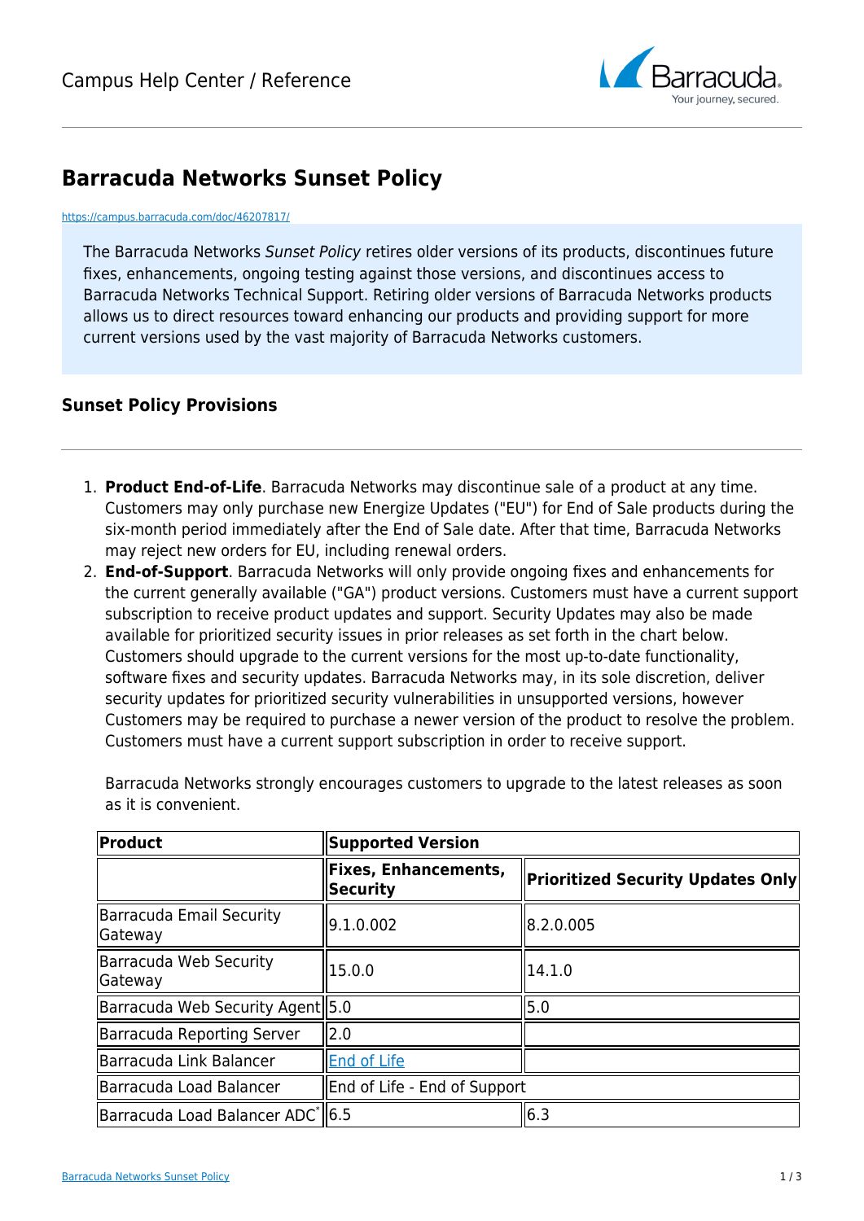# Barracuda Networks Sunset Policy

https://campus.barracuda.com/doc/46207817/

The Barracuda Networks *Sunset Policy* retires older versions of its products, discontinues future fixes, enhancements, ongoing testing against those versions, and discontinues access to Barracuda Networks Technical Support. Retiring older versions of Barracuda Networks products allows us to direct resources toward enhancing our products and providing support for more current versions used by the vast majority of Barracuda Networks customers.

## Sunset Policy Provisions

1. **Product End-of-Life**. Barracuda Networks may discontinue sale of a product at any time. Customers may only purchase new Energize Updates ("EU") for End of Sale products during the six-month period immediately after the End of Sale date. After that time, Barracuda Networks may reject new orders for EU, including renewal orders.
2. **End-of-Support**. Barracuda Networks will only provide ongoing fixes and enhancements for the current generally available ("GA") product versions. Customers must have a current support subscription to receive product updates and support. Security Updates may also be made available for prioritized security issues in prior releases as set forth in the chart below. Customers should upgrade to the current versions for the most up-to-date functionality, software fixes and security updates. Barracuda Networks may, in its sole discretion, deliver security updates for prioritized security vulnerabilities in unsupported versions, however Customers may be required to purchase a newer version of the product to resolve the problem. Customers must have a current support subscription in order to receive support.

   Barracuda Networks strongly encourages customers to upgrade to the latest releases as soon as it is convenient.

| Product | Supported Version | |
|---|---|---|
| | **Fixes, Enhancements, Security** | **Prioritized Security Updates Only** |
| Barracuda Email Security Gateway | 9.1.0.002 | 8.2.0.005 |
| Barracuda Web Security Gateway | 15.0.0 | 14.1.0 |
| Barracuda Web Security Agent | 5.0 | 5.0 |
| Barracuda Reporting Server | 2.0 | |
| Barracuda Link Balancer | End of Life | |
| Barracuda Load Balancer | End of Life - End of Support | |
| Barracuda Load Balancer ADC* | 6.5 | 6.3 |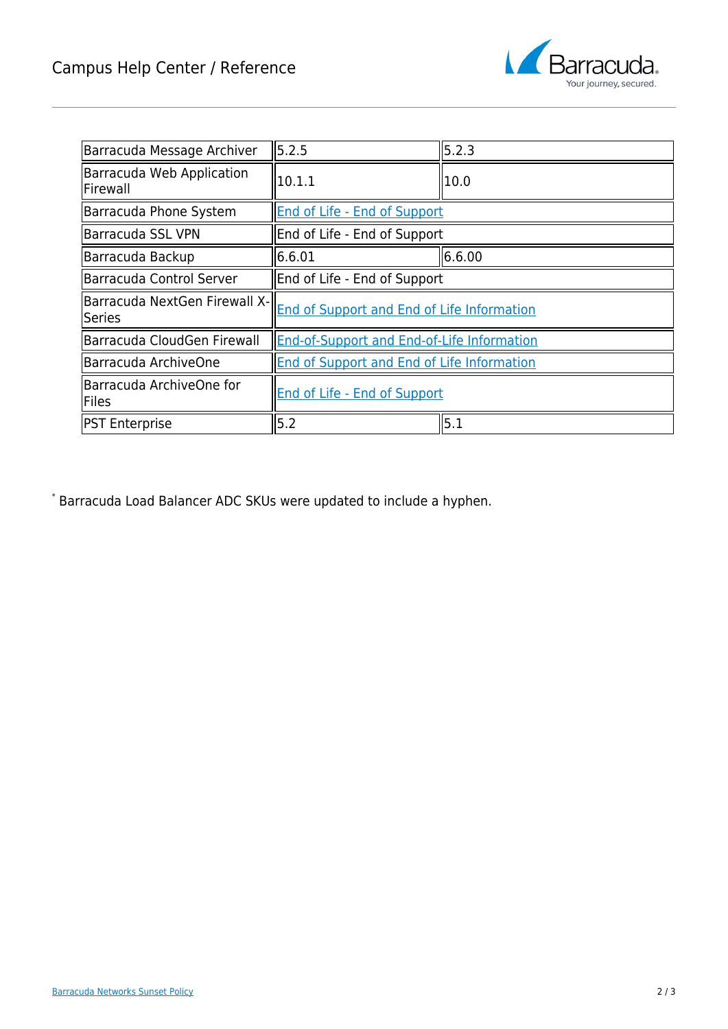| Barracuda Message Archiver | 5.2.5 | 5.2.3 |
|---|---|---|
| Barracuda Web Application Firewall | 10.1.1 | 10.0 |
| Barracuda Phone System | End of Life - End of Support | |
| Barracuda SSL VPN | End of Life - End of Support | |
| Barracuda Backup | 6.6.01 | 6.6.00 |
| Barracuda Control Server | End of Life - End of Support | |
| Barracuda NextGen Firewall X-Series | End of Support and End of Life Information | |
| Barracuda CloudGen Firewall | End-of-Support and End-of-Life Information | |
| Barracuda ArchiveOne | End of Support and End of Life Information | |
| Barracuda ArchiveOne for Files | End of Life - End of Support | |
| PST Enterprise | 5.2 | 5.1 |

[*] Barracuda Load Balancer ADC SKUs were updated to include a hyphen.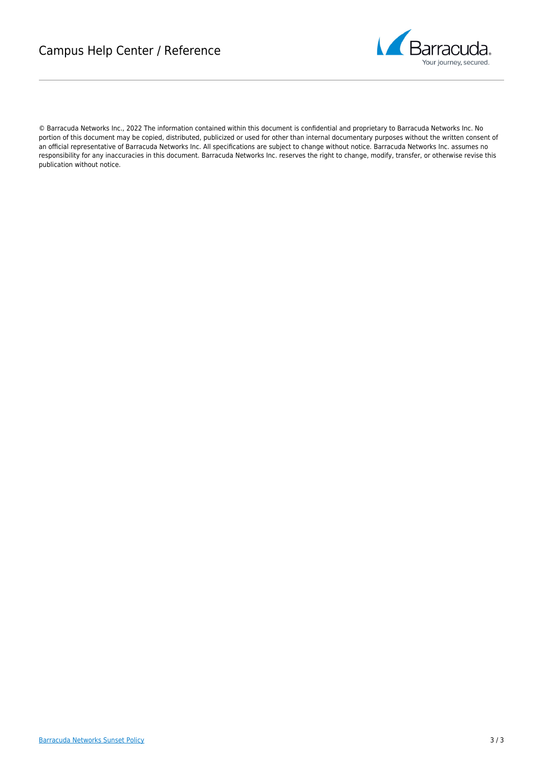© Barracuda Networks Inc., 2022 The information contained within this document is confidential and proprietary to Barracuda Networks Inc. No portion of this document may be copied, distributed, publicized or used for other than internal documentary purposes without the written consent of an official representative of Barracuda Networks Inc. All specifications are subject to change without notice. Barracuda Networks Inc. assumes no responsibility for any inaccuracies in this document. Barracuda Networks Inc. reserves the right to change, modify, transfer, or otherwise revise this publication without notice.